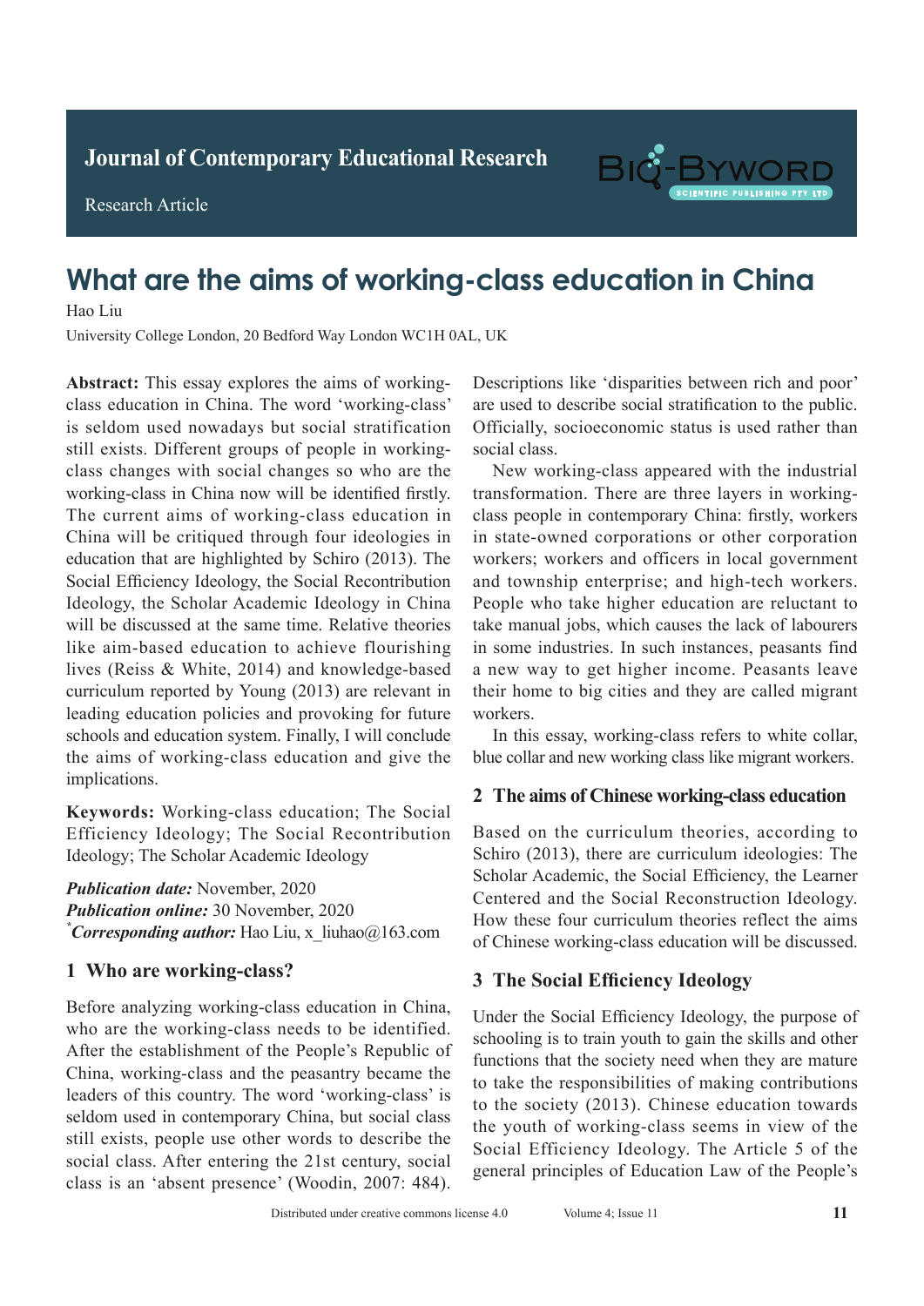Journal of Contemporary Educational Research

Research Article

# What are the aims of working-class education in China

Hao Liu

University College London, 20 Bedford Way London WC1H 0AL, UK

**Abstract:** This essay explores the aims of working-class education in China. The word 'working-class' is seldom used nowadays but social stratification still exists. Different groups of people in working-class changes with social changes so who are the working-class in China now will be identified firstly. The current aims of working-class education in China will be critiqued through four ideologies in education that are highlighted by Schiro (2013). The Social Efficiency Ideology, the Social Recontribution Ideology, the Scholar Academic Ideology in China will be discussed at the same time. Relative theories like aim-based education to achieve flourishing lives (Reiss & White, 2014) and knowledge-based curriculum reported by Young (2013) are relevant in leading education policies and provoking for future schools and education system. Finally, I will conclude the aims of working-class education and give the implications.

**Keywords:** Working-class education; The Social Efficiency Ideology; The Social Recontribution Ideology; The Scholar Academic Ideology

***Publication date:*** November, 2020

***Publication online:*** 30 November, 2020

[*]***Corresponding author:*** Hao Liu, x_liuhao@163.com

## 1 Who are working-class?

Before analyzing working-class education in China, who are the working-class needs to be identified. After the establishment of the People's Republic of China, working-class and the peasantry became the leaders of this country. The word 'working-class' is seldom used in contemporary China, but social class still exists, people use other words to describe the social class. After entering the 21st century, social class is an 'absent presence' (Woodin, 2007: 484). Descriptions like 'disparities between rich and poor' are used to describe social stratification to the public. Officially, socioeconomic status is used rather than social class.

New working-class appeared with the industrial transformation. There are three layers in working-class people in contemporary China: firstly, workers in state-owned corporations or other corporation workers; workers and officers in local government and township enterprise; and high-tech workers. People who take higher education are reluctant to take manual jobs, which causes the lack of labourers in some industries. In such instances, peasants find a new way to get higher income. Peasants leave their home to big cities and they are called migrant workers.

In this essay, working-class refers to white collar, blue collar and new working class like migrant workers.

## 2 The aims of Chinese working-class education

Based on the curriculum theories, according to Schiro (2013), there are curriculum ideologies: The Scholar Academic, the Social Efficiency, the Learner Centered and the Social Reconstruction Ideology. How these four curriculum theories reflect the aims of Chinese working-class education will be discussed.

## 3 The Social Efficiency Ideology

Under the Social Efficiency Ideology, the purpose of schooling is to train youth to gain the skills and other functions that the society need when they are mature to take the responsibilities of making contributions to the society (2013). Chinese education towards the youth of working-class seems in view of the Social Efficiency Ideology. The Article 5 of the general principles of Education Law of the People's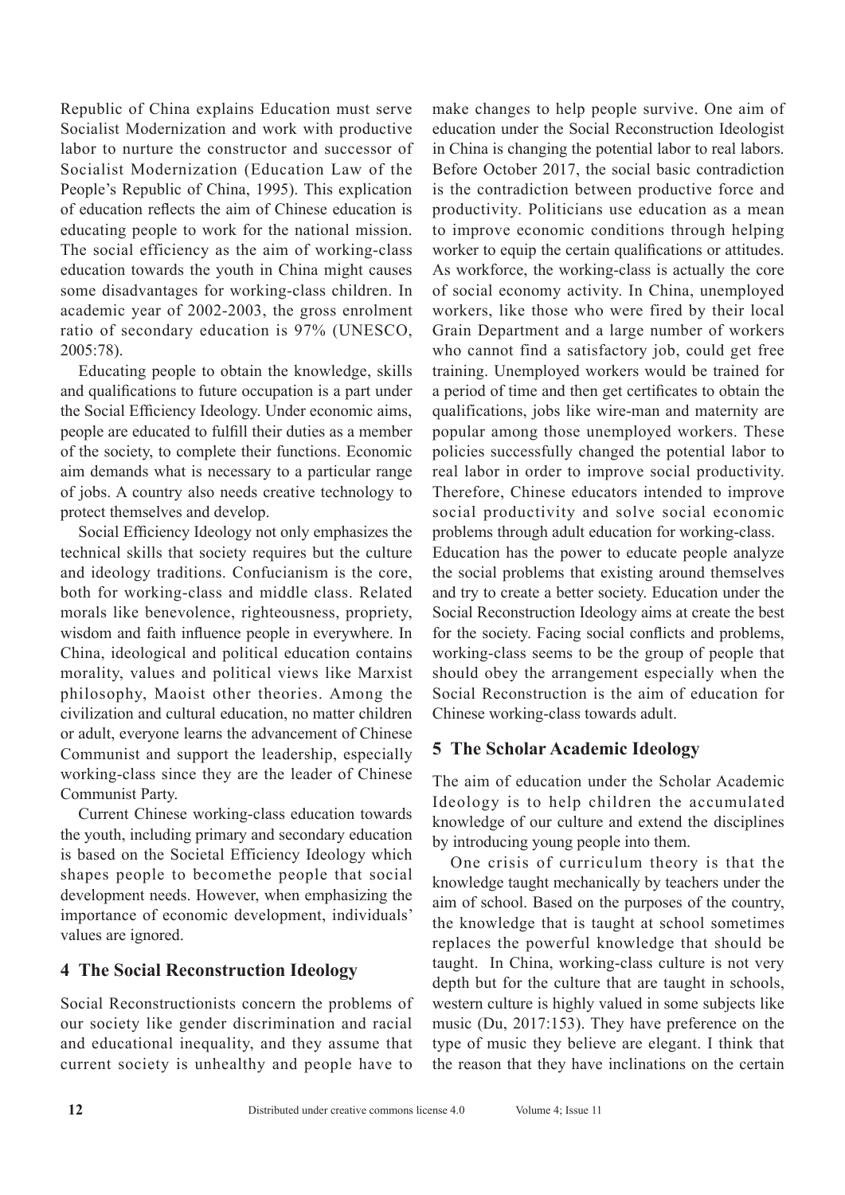Republic of China explains Education must serve Socialist Modernization and work with productive labor to nurture the constructor and successor of Socialist Modernization (Education Law of the People's Republic of China, 1995). This explication of education reflects the aim of Chinese education is educating people to work for the national mission. The social efficiency as the aim of working-class education towards the youth in China might causes some disadvantages for working-class children. In academic year of 2002-2003, the gross enrolment ratio of secondary education is 97% (UNESCO, 2005:78).

Educating people to obtain the knowledge, skills and qualifications to future occupation is a part under the Social Efficiency Ideology. Under economic aims, people are educated to fulfill their duties as a member of the society, to complete their functions. Economic aim demands what is necessary to a particular range of jobs. A country also needs creative technology to protect themselves and develop.

Social Efficiency Ideology not only emphasizes the technical skills that society requires but the culture and ideology traditions. Confucianism is the core, both for working-class and middle class. Related morals like benevolence, righteousness, propriety, wisdom and faith influence people in everywhere. In China, ideological and political education contains morality, values and political views like Marxist philosophy, Maoist other theories. Among the civilization and cultural education, no matter children or adult, everyone learns the advancement of Chinese Communist and support the leadership, especially working-class since they are the leader of Chinese Communist Party.

Current Chinese working-class education towards the youth, including primary and secondary education is based on the Societal Efficiency Ideology which shapes people to becomethe people that social development needs. However, when emphasizing the importance of economic development, individuals' values are ignored.

## 4 The Social Reconstruction Ideology

Social Reconstructionists concern the problems of our society like gender discrimination and racial and educational inequality, and they assume that current society is unhealthy and people have to make changes to help people survive. One aim of education under the Social Reconstruction Ideologist in China is changing the potential labor to real labors. Before October 2017, the social basic contradiction is the contradiction between productive force and productivity. Politicians use education as a mean to improve economic conditions through helping worker to equip the certain qualifications or attitudes. As workforce, the working-class is actually the core of social economy activity. In China, unemployed workers, like those who were fired by their local Grain Department and a large number of workers who cannot find a satisfactory job, could get free training. Unemployed workers would be trained for a period of time and then get certificates to obtain the qualifications, jobs like wire-man and maternity are popular among those unemployed workers. These policies successfully changed the potential labor to real labor in order to improve social productivity. Therefore, Chinese educators intended to improve social productivity and solve social economic problems through adult education for working-class.

Education has the power to educate people analyze the social problems that existing around themselves and try to create a better society. Education under the Social Reconstruction Ideology aims at create the best for the society. Facing social conflicts and problems, working-class seems to be the group of people that should obey the arrangement especially when the Social Reconstruction is the aim of education for Chinese working-class towards adult.

## 5 The Scholar Academic Ideology

The aim of education under the Scholar Academic Ideology is to help children the accumulated knowledge of our culture and extend the disciplines by introducing young people into them.

One crisis of curriculum theory is that the knowledge taught mechanically by teachers under the aim of school. Based on the purposes of the country, the knowledge that is taught at school sometimes replaces the powerful knowledge that should be taught. In China, working-class culture is not very depth but for the culture that are taught in schools, western culture is highly valued in some subjects like music (Du, 2017:153). They have preference on the type of music they believe are elegant. I think that the reason that they have inclinations on the certain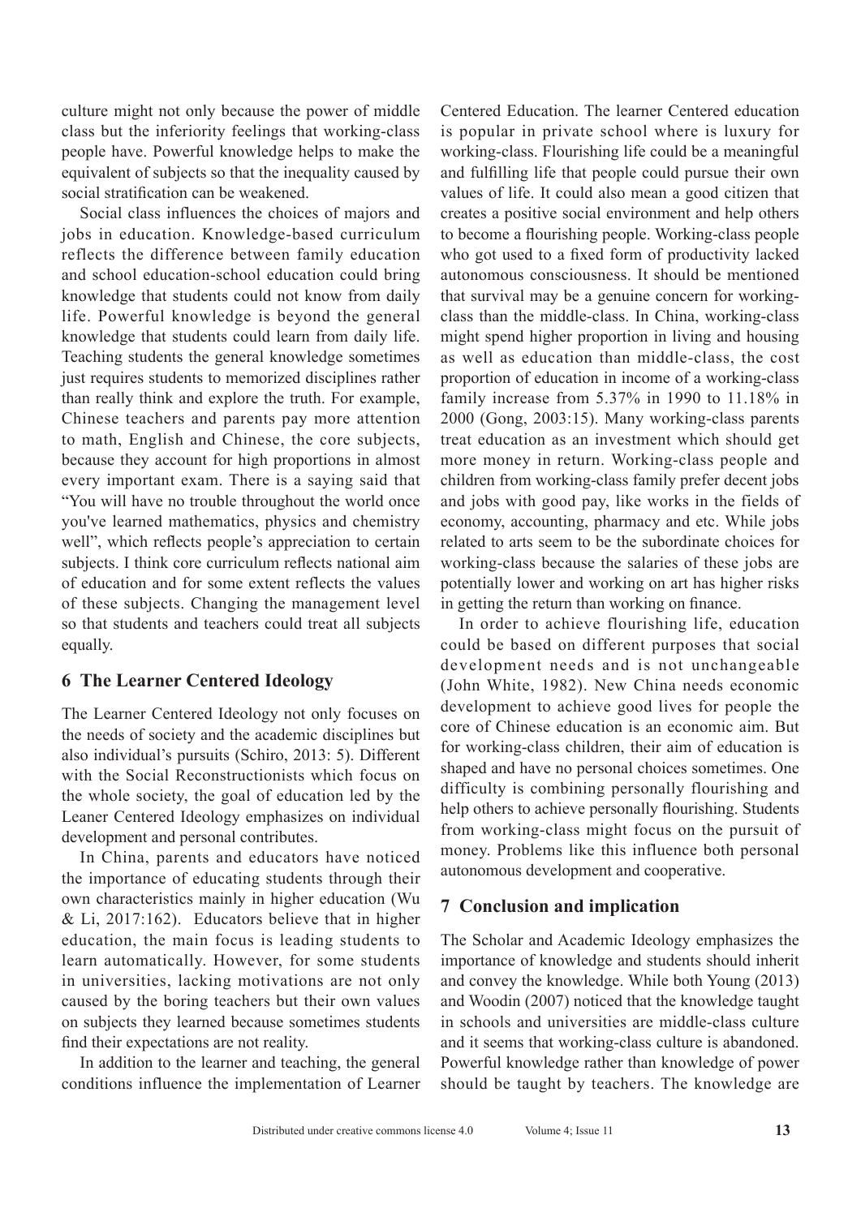culture might not only because the power of middle class but the inferiority feelings that working-class people have. Powerful knowledge helps to make the equivalent of subjects so that the inequality caused by social stratification can be weakened.

Social class influences the choices of majors and jobs in education. Knowledge-based curriculum reflects the difference between family education and school education-school education could bring knowledge that students could not know from daily life. Powerful knowledge is beyond the general knowledge that students could learn from daily life. Teaching students the general knowledge sometimes just requires students to memorized disciplines rather than really think and explore the truth. For example, Chinese teachers and parents pay more attention to math, English and Chinese, the core subjects, because they account for high proportions in almost every important exam. There is a saying said that "You will have no trouble throughout the world once you've learned mathematics, physics and chemistry well", which reflects people's appreciation to certain subjects. I think core curriculum reflects national aim of education and for some extent reflects the values of these subjects. Changing the management level so that students and teachers could treat all subjects equally.

## 6 The Learner Centered Ideology

The Learner Centered Ideology not only focuses on the needs of society and the academic disciplines but also individual's pursuits (Schiro, 2013: 5). Different with the Social Reconstructionists which focus on the whole society, the goal of education led by the Leaner Centered Ideology emphasizes on individual development and personal contributes.

In China, parents and educators have noticed the importance of educating students through their own characteristics mainly in higher education (Wu & Li, 2017:162). Educators believe that in higher education, the main focus is leading students to learn automatically. However, for some students in universities, lacking motivations are not only caused by the boring teachers but their own values on subjects they learned because sometimes students find their expectations are not reality.

In addition to the learner and teaching, the general conditions influence the implementation of Learner Centered Education. The learner Centered education is popular in private school where is luxury for working-class. Flourishing life could be a meaningful and fulfilling life that people could pursue their own values of life. It could also mean a good citizen that creates a positive social environment and help others to become a flourishing people. Working-class people who got used to a fixed form of productivity lacked autonomous consciousness. It should be mentioned that survival may be a genuine concern for working-class than the middle-class. In China, working-class might spend higher proportion in living and housing as well as education than middle-class, the cost proportion of education in income of a working-class family increase from 5.37% in 1990 to 11.18% in 2000 (Gong, 2003:15). Many working-class parents treat education as an investment which should get more money in return. Working-class people and children from working-class family prefer decent jobs and jobs with good pay, like works in the fields of economy, accounting, pharmacy and etc. While jobs related to arts seem to be the subordinate choices for working-class because the salaries of these jobs are potentially lower and working on art has higher risks in getting the return than working on finance.

In order to achieve flourishing life, education could be based on different purposes that social development needs and is not unchangeable (John White, 1982). New China needs economic development to achieve good lives for people the core of Chinese education is an economic aim. But for working-class children, their aim of education is shaped and have no personal choices sometimes. One difficulty is combining personally flourishing and help others to achieve personally flourishing. Students from working-class might focus on the pursuit of money. Problems like this influence both personal autonomous development and cooperative.

## 7 Conclusion and implication

The Scholar and Academic Ideology emphasizes the importance of knowledge and students should inherit and convey the knowledge. While both Young (2013) and Woodin (2007) noticed that the knowledge taught in schools and universities are middle-class culture and it seems that working-class culture is abandoned. Powerful knowledge rather than knowledge of power should be taught by teachers. The knowledge are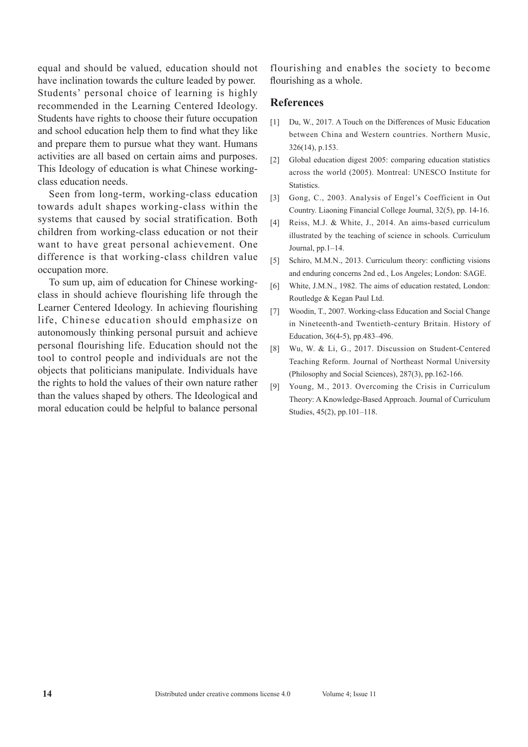equal and should be valued, education should not have inclination towards the culture leaded by power. Students' personal choice of learning is highly recommended in the Learning Centered Ideology. Students have rights to choose their future occupation and school education help them to find what they like and prepare them to pursue what they want. Humans activities are all based on certain aims and purposes. This Ideology of education is what Chinese working-class education needs.

Seen from long-term, working-class education towards adult shapes working-class within the systems that caused by social stratification. Both children from working-class education or not their want to have great personal achievement. One difference is that working-class children value occupation more.

To sum up, aim of education for Chinese working-class in should achieve flourishing life through the Learner Centered Ideology. In achieving flourishing life, Chinese education should emphasize on autonomously thinking personal pursuit and achieve personal flourishing life. Education should not the tool to control people and individuals are not the objects that politicians manipulate. Individuals have the rights to hold the values of their own nature rather than the values shaped by others. The Ideological and moral education could be helpful to balance personal flourishing and enables the society to become flourishing as a whole.

## References

[1] Du, W., 2017. A Touch on the Differences of Music Education between China and Western countries. Northern Music, 326(14), p.153.

[2] Global education digest 2005: comparing education statistics across the world (2005). Montreal: UNESCO Institute for Statistics.

[3] Gong, C., 2003. Analysis of Engel's Coefficient in Out Country. Liaoning Financial College Journal, 32(5), pp. 14-16.

[4] Reiss, M.J. & White, J., 2014. An aims-based curriculum illustrated by the teaching of science in schools. Curriculum Journal, pp.1–14.

[5] Schiro, M.M.N., 2013. Curriculum theory: conflicting visions and enduring concerns 2nd ed., Los Angeles; London: SAGE.

[6] White, J.M.N., 1982. The aims of education restated, London: Routledge & Kegan Paul Ltd.

[7] Woodin, T., 2007. Working-class Education and Social Change in Nineteenth-and Twentieth-century Britain. History of Education, 36(4-5), pp.483–496.

[8] Wu, W. & Li, G., 2017. Discussion on Student-Centered Teaching Reform. Journal of Northeast Normal University (Philosophy and Social Sciences), 287(3), pp.162-166.

[9] Young, M., 2013. Overcoming the Crisis in Curriculum Theory: A Knowledge-Based Approach. Journal of Curriculum Studies, 45(2), pp.101–118.